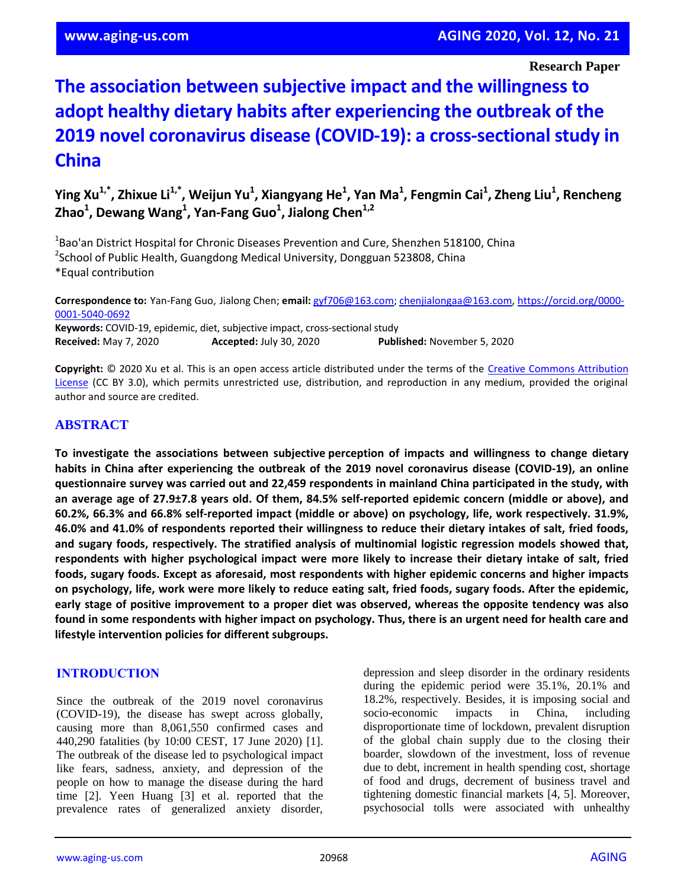Research Paper

# The association between subjective impact and the willingness to adopt healthy dietary habits after experiencing the outbreak of the 2019 novel coronavirus disease (COVID-19): a cross-sectional study in China

**Ying Xu[1,*], Zhixue Li[1,*], Weijun Yu[1], Xiangyang He[1], Yan Ma[1], Fengmin Cai[1], Zheng Liu[1], Rencheng Zhao[1], Dewang Wang[1], Yan-Fang Guo[1], Jialong Chen[1,2]**

[1]Bao'an District Hospital for Chronic Diseases Prevention and Cure, Shenzhen 518100, China
[2]School of Public Health, Guangdong Medical University, Dongguan 523808, China
*Equal contribution

**Correspondence to:** Yan-Fang Guo, Jialong Chen; **email:** gyf706@163.com; chenjialongaa@163.com, https://orcid.org/0000-0001-5040-0692
**Keywords:** COVID-19, epidemic, diet, subjective impact, cross-sectional study
**Received:** May 7, 2020 **Accepted:** July 30, 2020 **Published:** November 5, 2020

**Copyright:** © 2020 Xu et al. This is an open access article distributed under the terms of the Creative Commons Attribution License (CC BY 3.0), which permits unrestricted use, distribution, and reproduction in any medium, provided the original author and source are credited.

## ABSTRACT

**To investigate the associations between subjective perception of impacts and willingness to change dietary habits in China after experiencing the outbreak of the 2019 novel coronavirus disease (COVID-19), an online questionnaire survey was carried out and 22,459 respondents in mainland China participated in the study, with an average age of 27.9±7.8 years old. Of them, 84.5% self-reported epidemic concern (middle or above), and 60.2%, 66.3% and 66.8% self-reported impact (middle or above) on psychology, life, work respectively. 31.9%, 46.0% and 41.0% of respondents reported their willingness to reduce their dietary intakes of salt, fried foods, and sugary foods, respectively. The stratified analysis of multinomial logistic regression models showed that, respondents with higher psychological impact were more likely to increase their dietary intake of salt, fried foods, sugary foods. Except as aforesaid, most respondents with higher epidemic concerns and higher impacts on psychology, life, work were more likely to reduce eating salt, fried foods, sugary foods. After the epidemic, early stage of positive improvement to a proper diet was observed, whereas the opposite tendency was also found in some respondents with higher impact on psychology. Thus, there is an urgent need for health care and lifestyle intervention policies for different subgroups.**

## INTRODUCTION

Since the outbreak of the 2019 novel coronavirus (COVID-19), the disease has swept across globally, causing more than 8,061,550 confirmed cases and 440,290 fatalities (by 10:00 CEST, 17 June 2020) [1]. The outbreak of the disease led to psychological impact like fears, sadness, anxiety, and depression of the people on how to manage the disease during the hard time [2]. Yeen Huang [3] et al. reported that the prevalence rates of generalized anxiety disorder, depression and sleep disorder in the ordinary residents during the epidemic period were 35.1%, 20.1% and 18.2%, respectively. Besides, it is imposing social and socio-economic impacts in China, including disproportionate time of lockdown, prevalent disruption of the global chain supply due to the closing their boarder, slowdown of the investment, loss of revenue due to debt, increment in health spending cost, shortage of food and drugs, decrement of business travel and tightening domestic financial markets [4, 5]. Moreover, psychosocial tolls were associated with unhealthy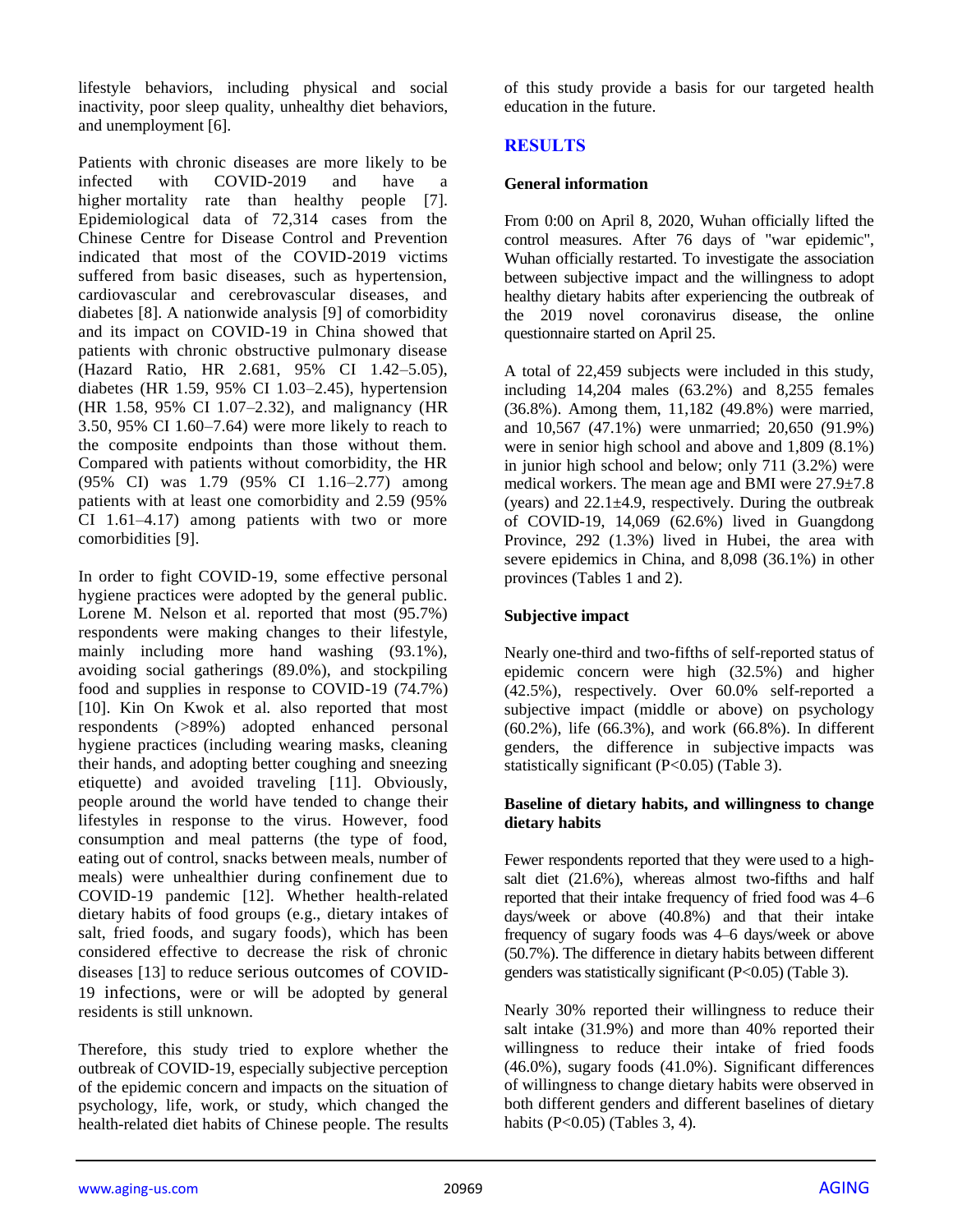lifestyle behaviors, including physical and social inactivity, poor sleep quality, unhealthy diet behaviors, and unemployment [6].

Patients with chronic diseases are more likely to be infected with COVID-2019 and have a higher mortality rate than healthy people [7]. Epidemiological data of 72,314 cases from the Chinese Centre for Disease Control and Prevention indicated that most of the COVID-2019 victims suffered from basic diseases, such as hypertension, cardiovascular and cerebrovascular diseases, and diabetes [8]. A nationwide analysis [9] of comorbidity and its impact on COVID-19 in China showed that patients with chronic obstructive pulmonary disease (Hazard Ratio, HR 2.681, 95% CI 1.42–5.05), diabetes (HR 1.59, 95% CI 1.03–2.45), hypertension (HR 1.58, 95% CI 1.07–2.32), and malignancy (HR 3.50, 95% CI 1.60–7.64) were more likely to reach to the composite endpoints than those without them. Compared with patients without comorbidity, the HR (95% CI) was 1.79 (95% CI 1.16–2.77) among patients with at least one comorbidity and 2.59 (95% CI 1.61–4.17) among patients with two or more comorbidities [9].

In order to fight COVID-19, some effective personal hygiene practices were adopted by the general public. Lorene M. Nelson et al. reported that most (95.7%) respondents were making changes to their lifestyle, mainly including more hand washing (93.1%), avoiding social gatherings (89.0%), and stockpiling food and supplies in response to COVID-19 (74.7%) [10]. Kin On Kwok et al. also reported that most respondents (>89%) adopted enhanced personal hygiene practices (including wearing masks, cleaning their hands, and adopting better coughing and sneezing etiquette) and avoided traveling [11]. Obviously, people around the world have tended to change their lifestyles in response to the virus. However, food consumption and meal patterns (the type of food, eating out of control, snacks between meals, number of meals) were unhealthier during confinement due to COVID-19 pandemic [12]. Whether health-related dietary habits of food groups (e.g., dietary intakes of salt, fried foods, and sugary foods), which has been considered effective to decrease the risk of chronic diseases [13] to reduce serious outcomes of COVID-19 infections, were or will be adopted by general residents is still unknown.

Therefore, this study tried to explore whether the outbreak of COVID-19, especially subjective perception of the epidemic concern and impacts on the situation of psychology, life, work, or study, which changed the health-related diet habits of Chinese people. The results of this study provide a basis for our targeted health education in the future.

## RESULTS

### General information

From 0:00 on April 8, 2020, Wuhan officially lifted the control measures. After 76 days of "war epidemic", Wuhan officially restarted. To investigate the association between subjective impact and the willingness to adopt healthy dietary habits after experiencing the outbreak of the 2019 novel coronavirus disease, the online questionnaire started on April 25.

A total of 22,459 subjects were included in this study, including 14,204 males (63.2%) and 8,255 females (36.8%). Among them, 11,182 (49.8%) were married, and 10,567 (47.1%) were unmarried; 20,650 (91.9%) were in senior high school and above and 1,809 (8.1%) in junior high school and below; only 711 (3.2%) were medical workers. The mean age and BMI were 27.9±7.8 (years) and 22.1±4.9, respectively. During the outbreak of COVID-19, 14,069 (62.6%) lived in Guangdong Province, 292 (1.3%) lived in Hubei, the area with severe epidemics in China, and 8,098 (36.1%) in other provinces (Tables 1 and 2).

### Subjective impact

Nearly one-third and two-fifths of self-reported status of epidemic concern were high (32.5%) and higher (42.5%), respectively. Over 60.0% self-reported a subjective impact (middle or above) on psychology (60.2%), life (66.3%), and work (66.8%). In different genders, the difference in subjective impacts was statistically significant (P<0.05) (Table 3).

### Baseline of dietary habits, and willingness to change dietary habits

Fewer respondents reported that they were used to a high-salt diet (21.6%), whereas almost two-fifths and half reported that their intake frequency of fried food was 4–6 days/week or above (40.8%) and that their intake frequency of sugary foods was 4–6 days/week or above (50.7%). The difference in dietary habits between different genders was statistically significant (P<0.05) (Table 3).

Nearly 30% reported their willingness to reduce their salt intake (31.9%) and more than 40% reported their willingness to reduce their intake of fried foods (46.0%), sugary foods (41.0%). Significant differences of willingness to change dietary habits were observed in both different genders and different baselines of dietary habits (P<0.05) (Tables 3, 4).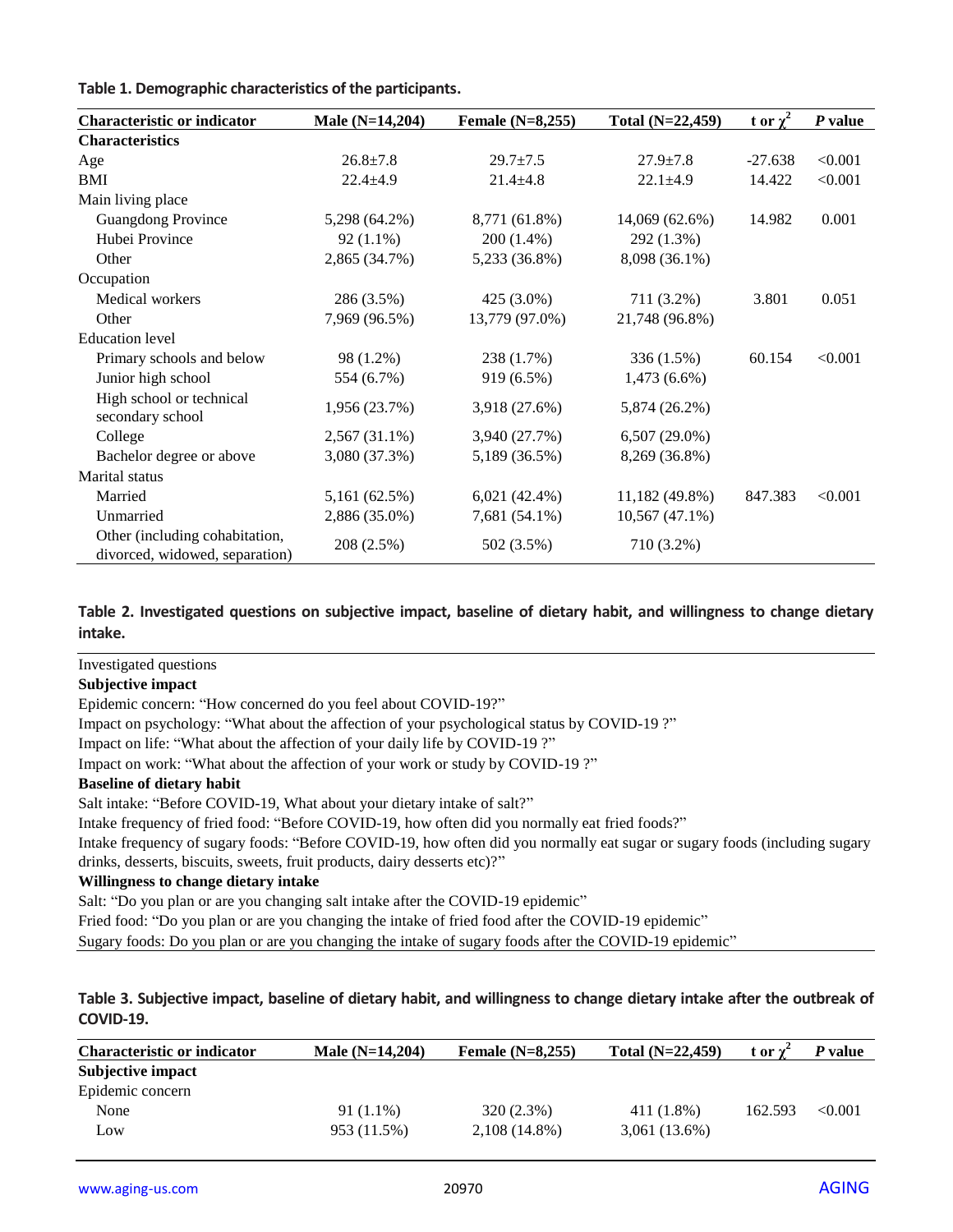**Table 1. Demographic characteristics of the participants.**

| Characteristic or indicator | Male (N=14,204) | Female (N=8,255) | Total (N=22,459) | t or $\chi^2$ | *P* value |
|---|---|---|---|---|---|
| **Characteristics** | | | | | |
| Age | 26.8±7.8 | 29.7±7.5 | 27.9±7.8 | -27.638 | <0.001 |
| BMI | 22.4±4.9 | 21.4±4.8 | 22.1±4.9 | 14.422 | <0.001 |
| Main living place | | | | | |
| Guangdong Province | 5,298 (64.2%) | 8,771 (61.8%) | 14,069 (62.6%) | 14.982 | 0.001 |
| Hubei Province | 92 (1.1%) | 200 (1.4%) | 292 (1.3%) | | |
| Other | 2,865 (34.7%) | 5,233 (36.8%) | 8,098 (36.1%) | | |
| Occupation | | | | | |
| Medical workers | 286 (3.5%) | 425 (3.0%) | 711 (3.2%) | 3.801 | 0.051 |
| Other | 7,969 (96.5%) | 13,779 (97.0%) | 21,748 (96.8%) | | |
| Education level | | | | | |
| Primary schools and below | 98 (1.2%) | 238 (1.7%) | 336 (1.5%) | 60.154 | <0.001 |
| Junior high school | 554 (6.7%) | 919 (6.5%) | 1,473 (6.6%) | | |
| High school or technical secondary school | 1,956 (23.7%) | 3,918 (27.6%) | 5,874 (26.2%) | | |
| College | 2,567 (31.1%) | 3,940 (27.7%) | 6,507 (29.0%) | | |
| Bachelor degree or above | 3,080 (37.3%) | 5,189 (36.5%) | 8,269 (36.8%) | | |
| Marital status | | | | | |
| Married | 5,161 (62.5%) | 6,021 (42.4%) | 11,182 (49.8%) | 847.383 | <0.001 |
| Unmarried | 2,886 (35.0%) | 7,681 (54.1%) | 10,567 (47.1%) | | |
| Other (including cohabitation, divorced, widowed, separation) | 208 (2.5%) | 502 (3.5%) | 710 (3.2%) | | |

**Table 2. Investigated questions on subjective impact, baseline of dietary habit, and willingness to change dietary intake.**

| Investigated questions |
|---|
| **Subjective impact** |
| Epidemic concern: "How concerned do you feel about COVID-19?" |
| Impact on psychology: "What about the affection of your psychological status by COVID-19 ?" |
| Impact on life: "What about the affection of your daily life by COVID-19 ?" |
| Impact on work: "What about the affection of your work or study by COVID-19 ?" |
| **Baseline of dietary habit** |
| Salt intake: "Before COVID-19, What about your dietary intake of salt?" |
| Intake frequency of fried food: "Before COVID-19, how often did you normally eat fried foods?" |
| Intake frequency of sugary foods: "Before COVID-19, how often did you normally eat sugar or sugary foods (including sugary drinks, desserts, biscuits, sweets, fruit products, dairy desserts etc)?" |
| **Willingness to change dietary intake** |
| Salt: "Do you plan or are you changing salt intake after the COVID-19 epidemic" |
| Fried food: "Do you plan or are you changing the intake of fried food after the COVID-19 epidemic" |
| Sugary foods: Do you plan or are you changing the intake of sugary foods after the COVID-19 epidemic" |

**Table 3. Subjective impact, baseline of dietary habit, and willingness to change dietary intake after the outbreak of COVID-19.**

| Characteristic or indicator | Male (N=14,204) | Female (N=8,255) | Total (N=22,459) | t or $\chi^2$ | *P* value |
|---|---|---|---|---|---|
| **Subjective impact** | | | | | |
| Epidemic concern | | | | | |
| None | 91 (1.1%) | 320 (2.3%) | 411 (1.8%) | 162.593 | <0.001 |
| Low | 953 (11.5%) | 2,108 (14.8%) | 3,061 (13.6%) | | |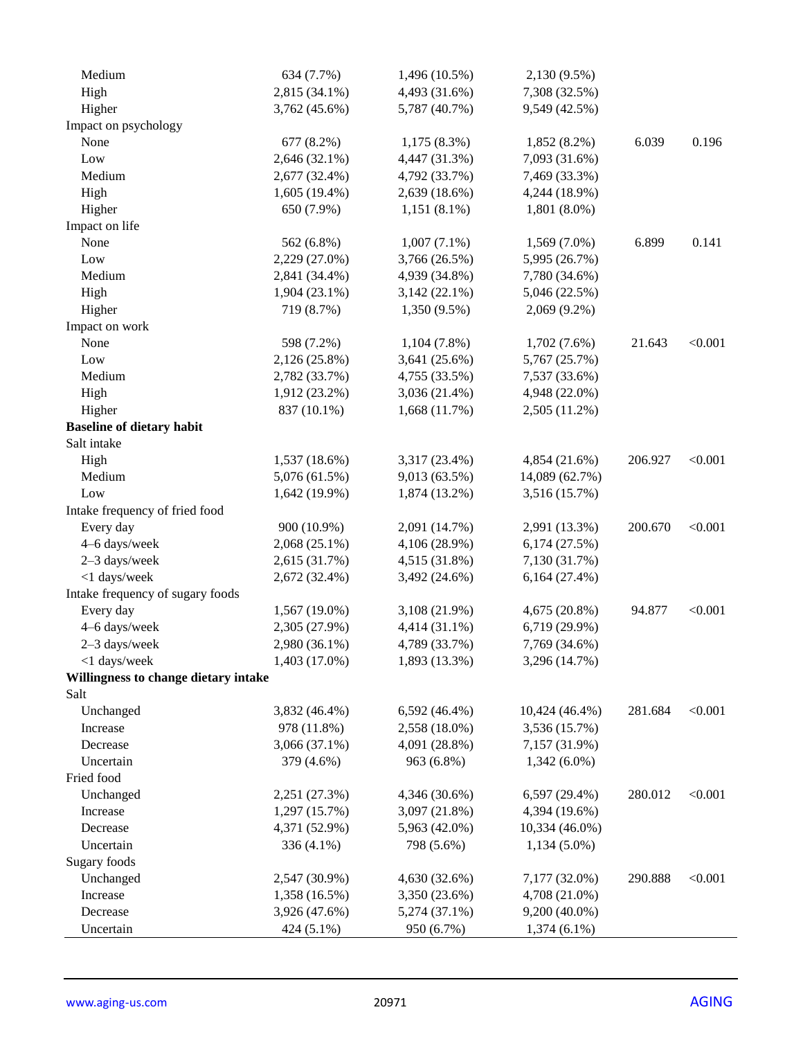| | | | | | |
|---|---|---|---|---|---|
| Medium | 634 (7.7%) | 1,496 (10.5%) | 2,130 (9.5%) | | |
| High | 2,815 (34.1%) | 4,493 (31.6%) | 7,308 (32.5%) | | |
| Higher | 3,762 (45.6%) | 5,787 (40.7%) | 9,549 (42.5%) | | |
| Impact on psychology | | | | | |
| None | 677 (8.2%) | 1,175 (8.3%) | 1,852 (8.2%) | 6.039 | 0.196 |
| Low | 2,646 (32.1%) | 4,447 (31.3%) | 7,093 (31.6%) | | |
| Medium | 2,677 (32.4%) | 4,792 (33.7%) | 7,469 (33.3%) | | |
| High | 1,605 (19.4%) | 2,639 (18.6%) | 4,244 (18.9%) | | |
| Higher | 650 (7.9%) | 1,151 (8.1%) | 1,801 (8.0%) | | |
| Impact on life | | | | | |
| None | 562 (6.8%) | 1,007 (7.1%) | 1,569 (7.0%) | 6.899 | 0.141 |
| Low | 2,229 (27.0%) | 3,766 (26.5%) | 5,995 (26.7%) | | |
| Medium | 2,841 (34.4%) | 4,939 (34.8%) | 7,780 (34.6%) | | |
| High | 1,904 (23.1%) | 3,142 (22.1%) | 5,046 (22.5%) | | |
| Higher | 719 (8.7%) | 1,350 (9.5%) | 2,069 (9.2%) | | |
| Impact on work | | | | | |
| None | 598 (7.2%) | 1,104 (7.8%) | 1,702 (7.6%) | 21.643 | <0.001 |
| Low | 2,126 (25.8%) | 3,641 (25.6%) | 5,767 (25.7%) | | |
| Medium | 2,782 (33.7%) | 4,755 (33.5%) | 7,537 (33.6%) | | |
| High | 1,912 (23.2%) | 3,036 (21.4%) | 4,948 (22.0%) | | |
| Higher | 837 (10.1%) | 1,668 (11.7%) | 2,505 (11.2%) | | |
| **Baseline of dietary habit** | | | | | |
| Salt intake | | | | | |
| High | 1,537 (18.6%) | 3,317 (23.4%) | 4,854 (21.6%) | 206.927 | <0.001 |
| Medium | 5,076 (61.5%) | 9,013 (63.5%) | 14,089 (62.7%) | | |
| Low | 1,642 (19.9%) | 1,874 (13.2%) | 3,516 (15.7%) | | |
| Intake frequency of fried food | | | | | |
| Every day | 900 (10.9%) | 2,091 (14.7%) | 2,991 (13.3%) | 200.670 | <0.001 |
| 4–6 days/week | 2,068 (25.1%) | 4,106 (28.9%) | 6,174 (27.5%) | | |
| 2–3 days/week | 2,615 (31.7%) | 4,515 (31.8%) | 7,130 (31.7%) | | |
| <1 days/week | 2,672 (32.4%) | 3,492 (24.6%) | 6,164 (27.4%) | | |
| Intake frequency of sugary foods | | | | | |
| Every day | 1,567 (19.0%) | 3,108 (21.9%) | 4,675 (20.8%) | 94.877 | <0.001 |
| 4–6 days/week | 2,305 (27.9%) | 4,414 (31.1%) | 6,719 (29.9%) | | |
| 2–3 days/week | 2,980 (36.1%) | 4,789 (33.7%) | 7,769 (34.6%) | | |
| <1 days/week | 1,403 (17.0%) | 1,893 (13.3%) | 3,296 (14.7%) | | |
| **Willingness to change dietary intake** | | | | | |
| Salt | | | | | |
| Unchanged | 3,832 (46.4%) | 6,592 (46.4%) | 10,424 (46.4%) | 281.684 | <0.001 |
| Increase | 978 (11.8%) | 2,558 (18.0%) | 3,536 (15.7%) | | |
| Decrease | 3,066 (37.1%) | 4,091 (28.8%) | 7,157 (31.9%) | | |
| Uncertain | 379 (4.6%) | 963 (6.8%) | 1,342 (6.0%) | | |
| Fried food | | | | | |
| Unchanged | 2,251 (27.3%) | 4,346 (30.6%) | 6,597 (29.4%) | 280.012 | <0.001 |
| Increase | 1,297 (15.7%) | 3,097 (21.8%) | 4,394 (19.6%) | | |
| Decrease | 4,371 (52.9%) | 5,963 (42.0%) | 10,334 (46.0%) | | |
| Uncertain | 336 (4.1%) | 798 (5.6%) | 1,134 (5.0%) | | |
| Sugary foods | | | | | |
| Unchanged | 2,547 (30.9%) | 4,630 (32.6%) | 7,177 (32.0%) | 290.888 | <0.001 |
| Increase | 1,358 (16.5%) | 3,350 (23.6%) | 4,708 (21.0%) | | |
| Decrease | 3,926 (47.6%) | 5,274 (37.1%) | 9,200 (40.0%) | | |
| Uncertain | 424 (5.1%) | 950 (6.7%) | 1,374 (6.1%) | | |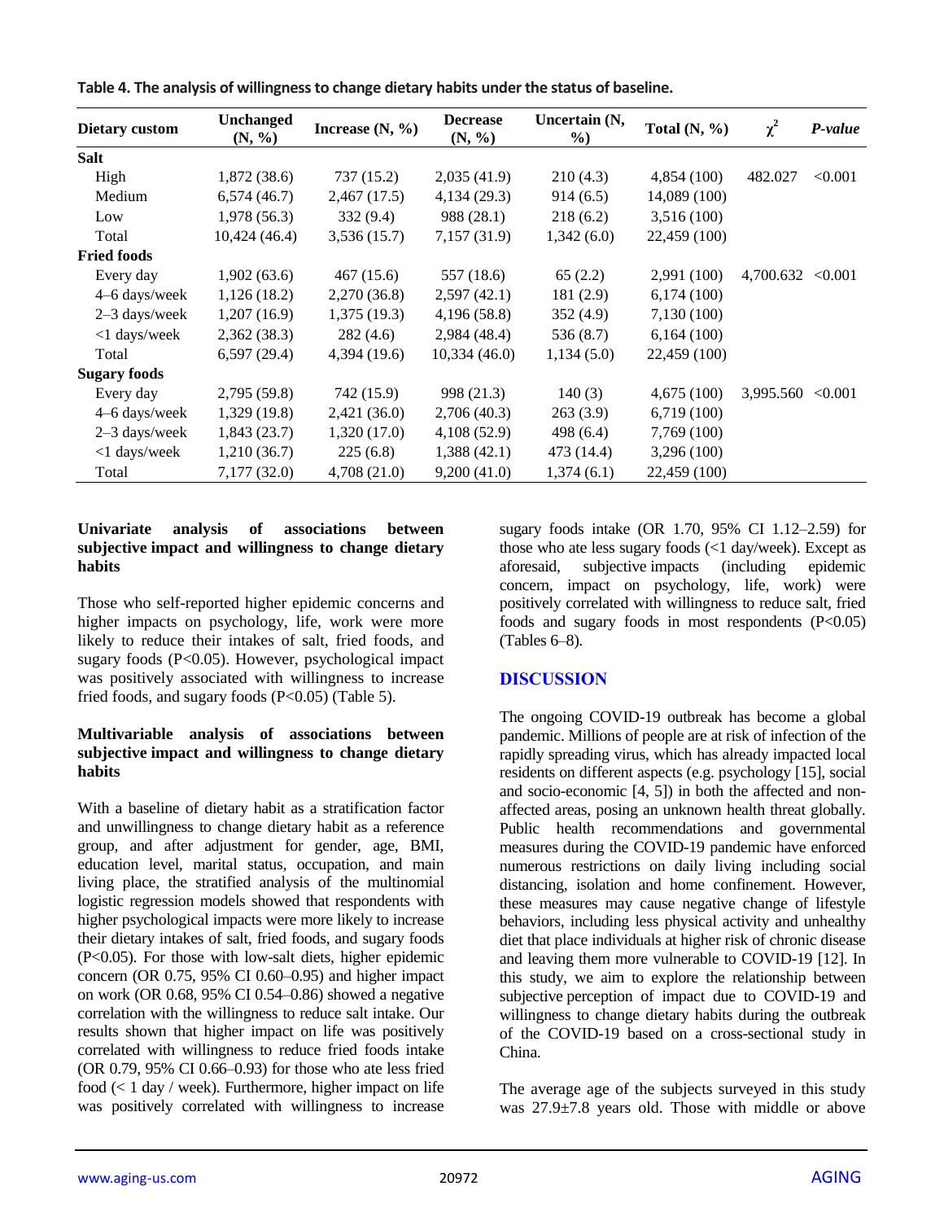**Table 4. The analysis of willingness to change dietary habits under the status of baseline.**

| Dietary custom | Unchanged (N, %) | Increase (N, %) | Decrease (N, %) | Uncertain (N, %) | Total (N, %) | $\chi^2$ | *P-value* |
|---|---|---|---|---|---|---|---|
| **Salt** | | | | | | | |
| High | 1,872 (38.6) | 737 (15.2) | 2,035 (41.9) | 210 (4.3) | 4,854 (100) | 482.027 | <0.001 |
| Medium | 6,574 (46.7) | 2,467 (17.5) | 4,134 (29.3) | 914 (6.5) | 14,089 (100) | | |
| Low | 1,978 (56.3) | 332 (9.4) | 988 (28.1) | 218 (6.2) | 3,516 (100) | | |
| Total | 10,424 (46.4) | 3,536 (15.7) | 7,157 (31.9) | 1,342 (6.0) | 22,459 (100) | | |
| **Fried foods** | | | | | | | |
| Every day | 1,902 (63.6) | 467 (15.6) | 557 (18.6) | 65 (2.2) | 2,991 (100) | 4,700.632 | <0.001 |
| 4–6 days/week | 1,126 (18.2) | 2,270 (36.8) | 2,597 (42.1) | 181 (2.9) | 6,174 (100) | | |
| 2–3 days/week | 1,207 (16.9) | 1,375 (19.3) | 4,196 (58.8) | 352 (4.9) | 7,130 (100) | | |
| <1 days/week | 2,362 (38.3) | 282 (4.6) | 2,984 (48.4) | 536 (8.7) | 6,164 (100) | | |
| Total | 6,597 (29.4) | 4,394 (19.6) | 10,334 (46.0) | 1,134 (5.0) | 22,459 (100) | | |
| **Sugary foods** | | | | | | | |
| Every day | 2,795 (59.8) | 742 (15.9) | 998 (21.3) | 140 (3) | 4,675 (100) | 3,995.560 | <0.001 |
| 4–6 days/week | 1,329 (19.8) | 2,421 (36.0) | 2,706 (40.3) | 263 (3.9) | 6,719 (100) | | |
| 2–3 days/week | 1,843 (23.7) | 1,320 (17.0) | 4,108 (52.9) | 498 (6.4) | 7,769 (100) | | |
| <1 days/week | 1,210 (36.7) | 225 (6.8) | 1,388 (42.1) | 473 (14.4) | 3,296 (100) | | |
| Total | 7,177 (32.0) | 4,708 (21.0) | 9,200 (41.0) | 1,374 (6.1) | 22,459 (100) | | |

### Univariate analysis of associations between subjective impact and willingness to change dietary habits

Those who self-reported higher epidemic concerns and higher impacts on psychology, life, work were more likely to reduce their intakes of salt, fried foods, and sugary foods (P<0.05). However, psychological impact was positively associated with willingness to increase fried foods, and sugary foods (P<0.05) (Table 5).

### Multivariable analysis of associations between subjective impact and willingness to change dietary habits

With a baseline of dietary habit as a stratification factor and unwillingness to change dietary habit as a reference group, and after adjustment for gender, age, BMI, education level, marital status, occupation, and main living place, the stratified analysis of the multinomial logistic regression models showed that respondents with higher psychological impacts were more likely to increase their dietary intakes of salt, fried foods, and sugary foods (P<0.05). For those with low-salt diets, higher epidemic concern (OR 0.75, 95% CI 0.60–0.95) and higher impact on work (OR 0.68, 95% CI 0.54–0.86) showed a negative correlation with the willingness to reduce salt intake. Our results shown that higher impact on life was positively correlated with willingness to reduce fried foods intake (OR 0.79, 95% CI 0.66–0.93) for those who ate less fried food (< 1 day / week). Furthermore, higher impact on life was positively correlated with willingness to increase sugary foods intake (OR 1.70, 95% CI 1.12–2.59) for those who ate less sugary foods (<1 day/week). Except as aforesaid, subjective impacts (including epidemic concern, impact on psychology, life, work) were positively correlated with willingness to reduce salt, fried foods and sugary foods in most respondents (P<0.05) (Tables 6–8).

## DISCUSSION

The ongoing COVID-19 outbreak has become a global pandemic. Millions of people are at risk of infection of the rapidly spreading virus, which has already impacted local residents on different aspects (e.g. psychology [15], social and socio-economic [4, 5]) in both the affected and non-affected areas, posing an unknown health threat globally. Public health recommendations and governmental measures during the COVID-19 pandemic have enforced numerous restrictions on daily living including social distancing, isolation and home confinement. However, these measures may cause negative change of lifestyle behaviors, including less physical activity and unhealthy diet that place individuals at higher risk of chronic disease and leaving them more vulnerable to COVID-19 [12]. In this study, we aim to explore the relationship between subjective perception of impact due to COVID-19 and willingness to change dietary habits during the outbreak of the COVID-19 based on a cross-sectional study in China.

The average age of the subjects surveyed in this study was 27.9±7.8 years old. Those with middle or above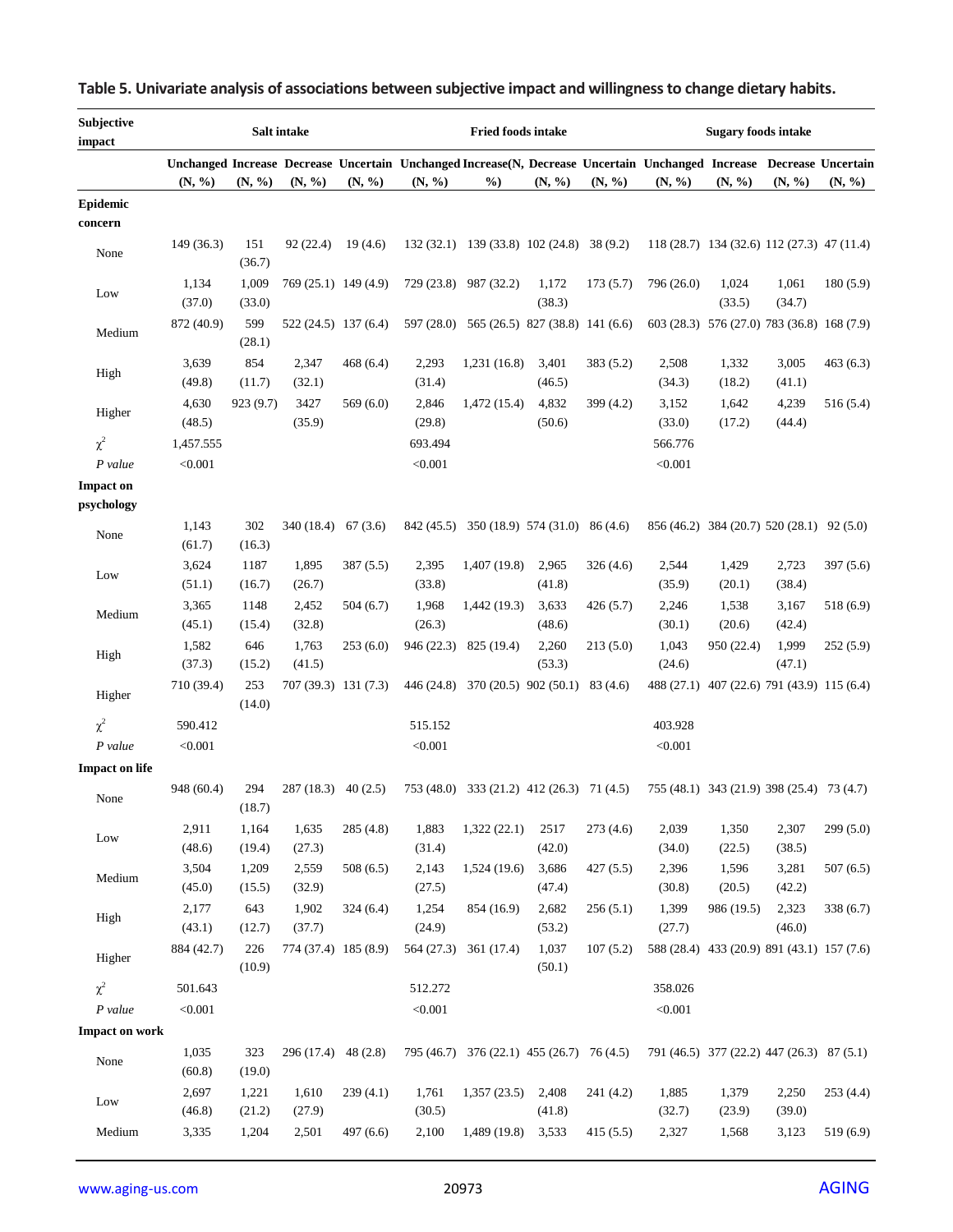## Table 5. Univariate analysis of associations between subjective impact and willingness to change dietary habits.

| Subjective impact | Salt intake | | | | Fried foods intake | | | | Sugary foods intake | | | |
|---|---|---|---|---|---|---|---|---|---|---|---|---|
| | Unchanged (N, %) | Increase (N, %) | Decrease (N, %) | Uncertain (N, %) | Unchanged (N, %) | Increase(N, %) | Decrease (N, %) | Uncertain (N, %) | Unchanged (N, %) | Increase (N, %) | Decrease (N, %) | Uncertain (N, %) |
| **Epidemic concern** | | | | | | | | | | | | |
| None | 149 (36.3) | 151 (36.7) | 92 (22.4) | 19 (4.6) | 132 (32.1) | 139 (33.8) | 102 (24.8) | 38 (9.2) | 118 (28.7) | 134 (32.6) | 112 (27.3) | 47 (11.4) |
| Low | 1,134 (37.0) | 1,009 (33.0) | 769 (25.1) | 149 (4.9) | 729 (23.8) | 987 (32.2) | 1,172 (38.3) | 173 (5.7) | 796 (26.0) | 1,024 (33.5) | 1,061 (34.7) | 180 (5.9) |
| Medium | 872 (40.9) | 599 (28.1) | 522 (24.5) | 137 (6.4) | 597 (28.0) | 565 (26.5) | 827 (38.8) | 141 (6.6) | 603 (28.3) | 576 (27.0) | 783 (36.8) | 168 (7.9) |
| High | 3,639 (49.8) | 854 (11.7) | 2,347 (32.1) | 468 (6.4) | 2,293 (31.4) | 1,231 (16.8) | 3,401 (46.5) | 383 (5.2) | 2,508 (34.3) | 1,332 (18.2) | 3,005 (41.1) | 463 (6.3) |
| Higher | 4,630 (48.5) | 923 (9.7) | 3427 (35.9) | 569 (6.0) | 2,846 (29.8) | 1,472 (15.4) | 4,832 (50.6) | 399 (4.2) | 3,152 (33.0) | 1,642 (17.2) | 4,239 (44.4) | 516 (5.4) |
| $\chi^2$ | 1,457.555 | | | | 693.494 | | | | 566.776 | | | |
| *P value* | <0.001 | | | | <0.001 | | | | <0.001 | | | |
| **Impact on psychology** | | | | | | | | | | | | |
| None | 1,143 (61.7) | 302 (16.3) | 340 (18.4) | 67 (3.6) | 842 (45.5) | 350 (18.9) | 574 (31.0) | 86 (4.6) | 856 (46.2) | 384 (20.7) | 520 (28.1) | 92 (5.0) |
| Low | 3,624 (51.1) | 1187 (16.7) | 1,895 (26.7) | 387 (5.5) | 2,395 (33.8) | 1,407 (19.8) | 2,965 (41.8) | 326 (4.6) | 2,544 (35.9) | 1,429 (20.1) | 2,723 (38.4) | 397 (5.6) |
| Medium | 3,365 (45.1) | 1148 (15.4) | 2,452 (32.8) | 504 (6.7) | 1,968 (26.3) | 1,442 (19.3) | 3,633 (48.6) | 426 (5.7) | 2,246 (30.1) | 1,538 (20.6) | 3,167 (42.4) | 518 (6.9) |
| High | 1,582 (37.3) | 646 (15.2) | 1,763 (41.5) | 253 (6.0) | 946 (22.3) | 825 (19.4) | 2,260 (53.3) | 213 (5.0) | 1,043 (24.6) | 950 (22.4) | 1,999 (47.1) | 252 (5.9) |
| Higher | 710 (39.4) | 253 (14.0) | 707 (39.3) | 131 (7.3) | 446 (24.8) | 370 (20.5) | 902 (50.1) | 83 (4.6) | 488 (27.1) | 407 (22.6) | 791 (43.9) | 115 (6.4) |
| $\chi^2$ | 590.412 | | | | 515.152 | | | | 403.928 | | | |
| *P value* | <0.001 | | | | <0.001 | | | | <0.001 | | | |
| **Impact on life** | | | | | | | | | | | | |
| None | 948 (60.4) | 294 (18.7) | 287 (18.3) | 40 (2.5) | 753 (48.0) | 333 (21.2) | 412 (26.3) | 71 (4.5) | 755 (48.1) | 343 (21.9) | 398 (25.4) | 73 (4.7) |
| Low | 2,911 (48.6) | 1,164 (19.4) | 1,635 (27.3) | 285 (4.8) | 1,883 (31.4) | 1,322 (22.1) | 2517 (42.0) | 273 (4.6) | 2,039 (34.0) | 1,350 (22.5) | 2,307 (38.5) | 299 (5.0) |
| Medium | 3,504 (45.0) | 1,209 (15.5) | 2,559 (32.9) | 508 (6.5) | 2,143 (27.5) | 1,524 (19.6) | 3,686 (47.4) | 427 (5.5) | 2,396 (30.8) | 1,596 (20.5) | 3,281 (42.2) | 507 (6.5) |
| High | 2,177 (43.1) | 643 (12.7) | 1,902 (37.7) | 324 (6.4) | 1,254 (24.9) | 854 (16.9) | 2,682 (53.2) | 256 (5.1) | 1,399 (27.7) | 986 (19.5) | 2,323 (46.0) | 338 (6.7) |
| Higher | 884 (42.7) | 226 (10.9) | 774 (37.4) | 185 (8.9) | 564 (27.3) | 361 (17.4) | 1,037 (50.1) | 107 (5.2) | 588 (28.4) | 433 (20.9) | 891 (43.1) | 157 (7.6) |
| $\chi^2$ | 501.643 | | | | 512.272 | | | | 358.026 | | | |
| *P value* | <0.001 | | | | <0.001 | | | | <0.001 | | | |
| **Impact on work** | | | | | | | | | | | | |
| None | 1,035 (60.8) | 323 (19.0) | 296 (17.4) | 48 (2.8) | 795 (46.7) | 376 (22.1) | 455 (26.7) | 76 (4.5) | 791 (46.5) | 377 (22.2) | 447 (26.3) | 87 (5.1) |
| Low | 2,697 (46.8) | 1,221 (21.2) | 1,610 (27.9) | 239 (4.1) | 1,761 (30.5) | 1,357 (23.5) | 2,408 (41.8) | 241 (4.2) | 1,885 (32.7) | 1,379 (23.9) | 2,250 (39.0) | 253 (4.4) |
| Medium | 3,335 | 1,204 | 2,501 | 497 (6.6) | 2,100 | 1,489 (19.8) | 3,533 | 415 (5.5) | 2,327 | 1,568 | 3,123 | 519 (6.9) |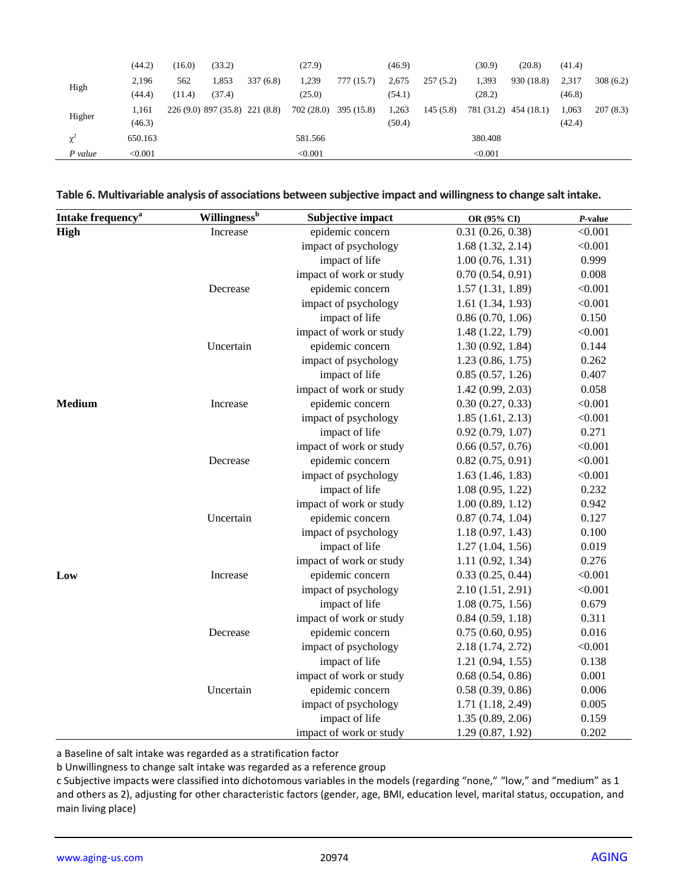|  |  |  |  |  |  |  |  |  |  |  |  |  |
|---|---|---|---|---|---|---|---|---|---|---|---|---|
|  | (44.2) | (16.0) | (33.2) |  | (27.9) |  | (46.9) |  | (30.9) | (20.8) | (41.4) |  |
| High | 2,196 (44.4) | 562 (11.4) | 1,853 (37.4) | 337 (6.8) | 1,239 (25.0) | 777 (15.7) | 2,675 (54.1) | 257 (5.2) | 1,393 (28.2) | 930 (18.8) | 2,317 (46.8) | 308 (6.2) |
| Higher | 1,161 (46.3) | 226 (9.0) | 897 (35.8) | 221 (8.8) | 702 (28.0) | 395 (15.8) | 1,263 (50.4) | 145 (5.8) | 781 (31.2) | 454 (18.1) | 1,063 (42.4) | 207 (8.3) |
| $\chi^2$ | 650.163 |  |  |  | 581.566 |  |  |  | 380.408 |  |  |  |
| *P value* | <0.001 |  |  |  | <0.001 |  |  |  | <0.001 |  |  |  |

**Table 6. Multivariable analysis of associations between subjective impact and willingness to change salt intake.**

| Intake frequency[a] | Willingness[b] | Subjective impact | OR (95% CI) | *P*-value |
|---|---|---|---|---|
| **High** | Increase | epidemic concern | 0.31 (0.26, 0.38) | <0.001 |
|  |  | impact of psychology | 1.68 (1.32, 2.14) | <0.001 |
|  |  | impact of life | 1.00 (0.76, 1.31) | 0.999 |
|  |  | impact of work or study | 0.70 (0.54, 0.91) | 0.008 |
|  | Decrease | epidemic concern | 1.57 (1.31, 1.89) | <0.001 |
|  |  | impact of psychology | 1.61 (1.34, 1.93) | <0.001 |
|  |  | impact of life | 0.86 (0.70, 1.06) | 0.150 |
|  |  | impact of work or study | 1.48 (1.22, 1.79) | <0.001 |
|  | Uncertain | epidemic concern | 1.30 (0.92, 1.84) | 0.144 |
|  |  | impact of psychology | 1.23 (0.86, 1.75) | 0.262 |
|  |  | impact of life | 0.85 (0.57, 1.26) | 0.407 |
|  |  | impact of work or study | 1.42 (0.99, 2.03) | 0.058 |
| **Medium** | Increase | epidemic concern | 0.30 (0.27, 0.33) | <0.001 |
|  |  | impact of psychology | 1.85 (1.61, 2.13) | <0.001 |
|  |  | impact of life | 0.92 (0.79, 1.07) | 0.271 |
|  |  | impact of work or study | 0.66 (0.57, 0.76) | <0.001 |
|  | Decrease | epidemic concern | 0.82 (0.75, 0.91) | <0.001 |
|  |  | impact of psychology | 1.63 (1.46, 1.83) | <0.001 |
|  |  | impact of life | 1.08 (0.95, 1.22) | 0.232 |
|  |  | impact of work or study | 1.00 (0.89, 1.12) | 0.942 |
|  | Uncertain | epidemic concern | 0.87 (0.74, 1.04) | 0.127 |
|  |  | impact of psychology | 1.18 (0.97, 1.43) | 0.100 |
|  |  | impact of life | 1.27 (1.04, 1.56) | 0.019 |
|  |  | impact of work or study | 1.11 (0.92, 1.34) | 0.276 |
| **Low** | Increase | epidemic concern | 0.33 (0.25, 0.44) | <0.001 |
|  |  | impact of psychology | 2.10 (1.51, 2.91) | <0.001 |
|  |  | impact of life | 1.08 (0.75, 1.56) | 0.679 |
|  |  | impact of work or study | 0.84 (0.59, 1.18) | 0.311 |
|  | Decrease | epidemic concern | 0.75 (0.60, 0.95) | 0.016 |
|  |  | impact of psychology | 2.18 (1.74, 2.72) | <0.001 |
|  |  | impact of life | 1.21 (0.94, 1.55) | 0.138 |
|  |  | impact of work or study | 0.68 (0.54, 0.86) | 0.001 |
|  | Uncertain | epidemic concern | 0.58 (0.39, 0.86) | 0.006 |
|  |  | impact of psychology | 1.71 (1.18, 2.49) | 0.005 |
|  |  | impact of life | 1.35 (0.89, 2.06) | 0.159 |
|  |  | impact of work or study | 1.29 (0.87, 1.92) | 0.202 |

a Baseline of salt intake was regarded as a stratification factor

b Unwillingness to change salt intake was regarded as a reference group

c Subjective impacts were classified into dichotomous variables in the models (regarding "none," "low," and "medium" as 1 and others as 2), adjusting for other characteristic factors (gender, age, BMI, education level, marital status, occupation, and main living place)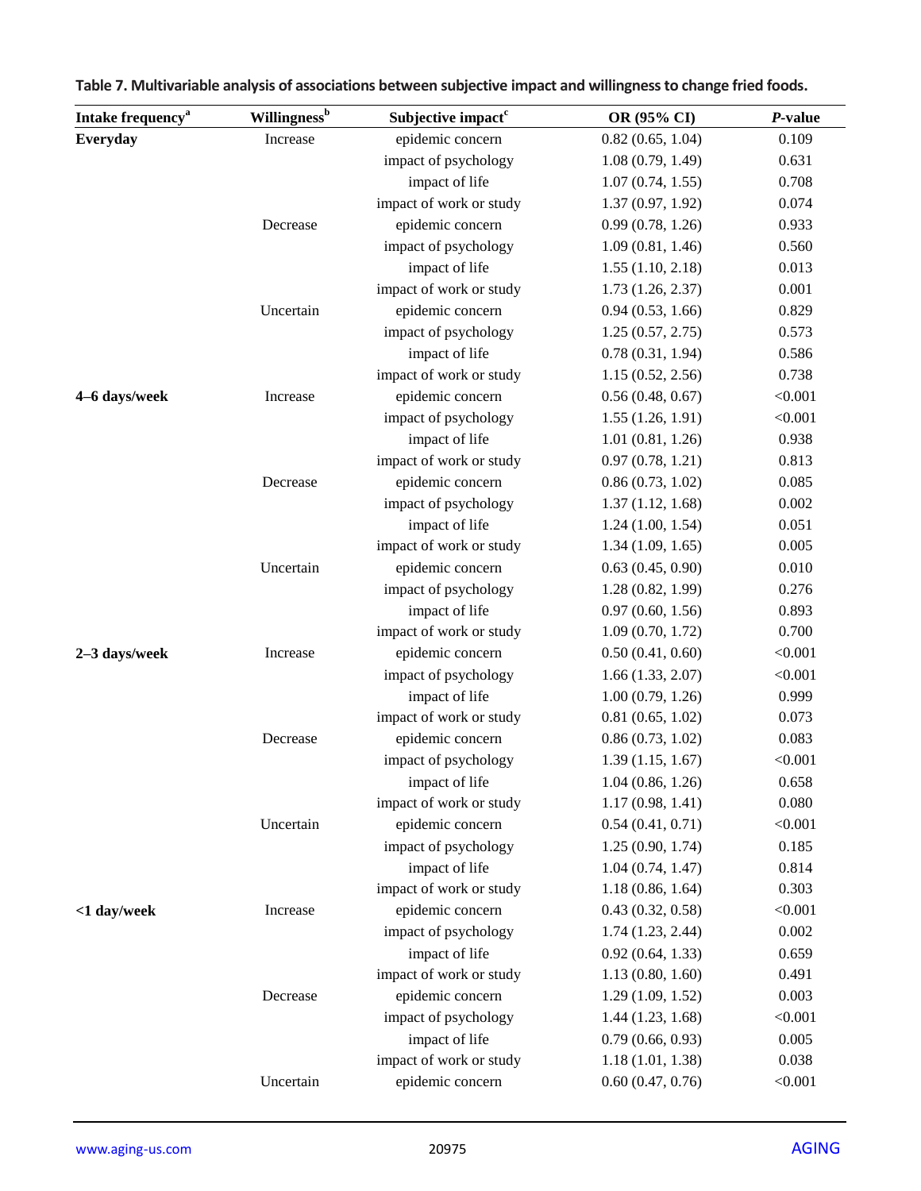**Table 7. Multivariable analysis of associations between subjective impact and willingness to change fried foods.**

| Intake frequency[a] | Willingness[b] | Subjective impact[c] | OR (95% CI) | *P*-value |
|---|---|---|---|---|
| **Everyday** | Increase | epidemic concern | 0.82 (0.65, 1.04) | 0.109 |
| | | impact of psychology | 1.08 (0.79, 1.49) | 0.631 |
| | | impact of life | 1.07 (0.74, 1.55) | 0.708 |
| | | impact of work or study | 1.37 (0.97, 1.92) | 0.074 |
| | Decrease | epidemic concern | 0.99 (0.78, 1.26) | 0.933 |
| | | impact of psychology | 1.09 (0.81, 1.46) | 0.560 |
| | | impact of life | 1.55 (1.10, 2.18) | 0.013 |
| | | impact of work or study | 1.73 (1.26, 2.37) | 0.001 |
| | Uncertain | epidemic concern | 0.94 (0.53, 1.66) | 0.829 |
| | | impact of psychology | 1.25 (0.57, 2.75) | 0.573 |
| | | impact of life | 0.78 (0.31, 1.94) | 0.586 |
| | | impact of work or study | 1.15 (0.52, 2.56) | 0.738 |
| **4–6 days/week** | Increase | epidemic concern | 0.56 (0.48, 0.67) | <0.001 |
| | | impact of psychology | 1.55 (1.26, 1.91) | <0.001 |
| | | impact of life | 1.01 (0.81, 1.26) | 0.938 |
| | | impact of work or study | 0.97 (0.78, 1.21) | 0.813 |
| | Decrease | epidemic concern | 0.86 (0.73, 1.02) | 0.085 |
| | | impact of psychology | 1.37 (1.12, 1.68) | 0.002 |
| | | impact of life | 1.24 (1.00, 1.54) | 0.051 |
| | | impact of work or study | 1.34 (1.09, 1.65) | 0.005 |
| | Uncertain | epidemic concern | 0.63 (0.45, 0.90) | 0.010 |
| | | impact of psychology | 1.28 (0.82, 1.99) | 0.276 |
| | | impact of life | 0.97 (0.60, 1.56) | 0.893 |
| | | impact of work or study | 1.09 (0.70, 1.72) | 0.700 |
| **2–3 days/week** | Increase | epidemic concern | 0.50 (0.41, 0.60) | <0.001 |
| | | impact of psychology | 1.66 (1.33, 2.07) | <0.001 |
| | | impact of life | 1.00 (0.79, 1.26) | 0.999 |
| | | impact of work or study | 0.81 (0.65, 1.02) | 0.073 |
| | Decrease | epidemic concern | 0.86 (0.73, 1.02) | 0.083 |
| | | impact of psychology | 1.39 (1.15, 1.67) | <0.001 |
| | | impact of life | 1.04 (0.86, 1.26) | 0.658 |
| | | impact of work or study | 1.17 (0.98, 1.41) | 0.080 |
| | Uncertain | epidemic concern | 0.54 (0.41, 0.71) | <0.001 |
| | | impact of psychology | 1.25 (0.90, 1.74) | 0.185 |
| | | impact of life | 1.04 (0.74, 1.47) | 0.814 |
| | | impact of work or study | 1.18 (0.86, 1.64) | 0.303 |
| **<1 day/week** | Increase | epidemic concern | 0.43 (0.32, 0.58) | <0.001 |
| | | impact of psychology | 1.74 (1.23, 2.44) | 0.002 |
| | | impact of life | 0.92 (0.64, 1.33) | 0.659 |
| | | impact of work or study | 1.13 (0.80, 1.60) | 0.491 |
| | Decrease | epidemic concern | 1.29 (1.09, 1.52) | 0.003 |
| | | impact of psychology | 1.44 (1.23, 1.68) | <0.001 |
| | | impact of life | 0.79 (0.66, 0.93) | 0.005 |
| | | impact of work or study | 1.18 (1.01, 1.38) | 0.038 |
| | Uncertain | epidemic concern | 0.60 (0.47, 0.76) | <0.001 |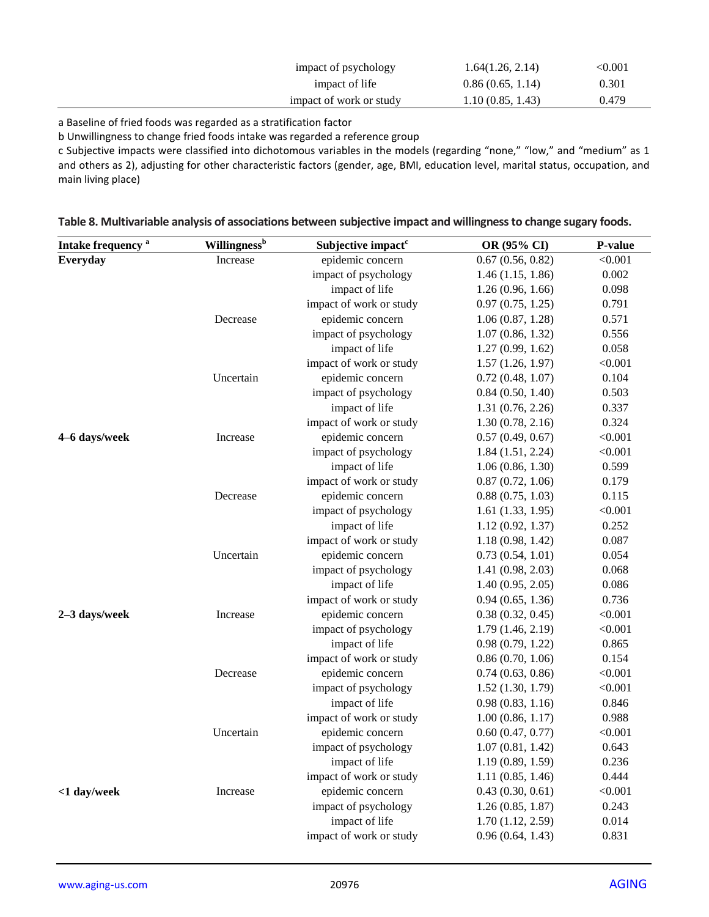| | | | | |
|---|---|---|---|---|
| | | impact of psychology | 1.64(1.26, 2.14) | <0.001 |
| | | impact of life | 0.86 (0.65, 1.14) | 0.301 |
| | | impact of work or study | 1.10 (0.85, 1.43) | 0.479 |

a Baseline of fried foods was regarded as a stratification factor

b Unwillingness to change fried foods intake was regarded a reference group

c Subjective impacts were classified into dichotomous variables in the models (regarding "none," "low," and "medium" as 1 and others as 2), adjusting for other characteristic factors (gender, age, BMI, education level, marital status, occupation, and main living place)

**Table 8. Multivariable analysis of associations between subjective impact and willingness to change sugary foods.**

| Intake frequency [a] | Willingness[b] | Subjective impact[c] | OR (95% CI) | P-value |
|---|---|---|---|---|
| **Everyday** | Increase | epidemic concern | 0.67 (0.56, 0.82) | <0.001 |
| | | impact of psychology | 1.46 (1.15, 1.86) | 0.002 |
| | | impact of life | 1.26 (0.96, 1.66) | 0.098 |
| | | impact of work or study | 0.97 (0.75, 1.25) | 0.791 |
| | Decrease | epidemic concern | 1.06 (0.87, 1.28) | 0.571 |
| | | impact of psychology | 1.07 (0.86, 1.32) | 0.556 |
| | | impact of life | 1.27 (0.99, 1.62) | 0.058 |
| | | impact of work or study | 1.57 (1.26, 1.97) | <0.001 |
| | Uncertain | epidemic concern | 0.72 (0.48, 1.07) | 0.104 |
| | | impact of psychology | 0.84 (0.50, 1.40) | 0.503 |
| | | impact of life | 1.31 (0.76, 2.26) | 0.337 |
| | | impact of work or study | 1.30 (0.78, 2.16) | 0.324 |
| **4–6 days/week** | Increase | epidemic concern | 0.57 (0.49, 0.67) | <0.001 |
| | | impact of psychology | 1.84 (1.51, 2.24) | <0.001 |
| | | impact of life | 1.06 (0.86, 1.30) | 0.599 |
| | | impact of work or study | 0.87 (0.72, 1.06) | 0.179 |
| | Decrease | epidemic concern | 0.88 (0.75, 1.03) | 0.115 |
| | | impact of psychology | 1.61 (1.33, 1.95) | <0.001 |
| | | impact of life | 1.12 (0.92, 1.37) | 0.252 |
| | | impact of work or study | 1.18 (0.98, 1.42) | 0.087 |
| | Uncertain | epidemic concern | 0.73 (0.54, 1.01) | 0.054 |
| | | impact of psychology | 1.41 (0.98, 2.03) | 0.068 |
| | | impact of life | 1.40 (0.95, 2.05) | 0.086 |
| | | impact of work or study | 0.94 (0.65, 1.36) | 0.736 |
| **2–3 days/week** | Increase | epidemic concern | 0.38 (0.32, 0.45) | <0.001 |
| | | impact of psychology | 1.79 (1.46, 2.19) | <0.001 |
| | | impact of life | 0.98 (0.79, 1.22) | 0.865 |
| | | impact of work or study | 0.86 (0.70, 1.06) | 0.154 |
| | Decrease | epidemic concern | 0.74 (0.63, 0.86) | <0.001 |
| | | impact of psychology | 1.52 (1.30, 1.79) | <0.001 |
| | | impact of life | 0.98 (0.83, 1.16) | 0.846 |
| | | impact of work or study | 1.00 (0.86, 1.17) | 0.988 |
| | Uncertain | epidemic concern | 0.60 (0.47, 0.77) | <0.001 |
| | | impact of psychology | 1.07 (0.81, 1.42) | 0.643 |
| | | impact of life | 1.19 (0.89, 1.59) | 0.236 |
| | | impact of work or study | 1.11 (0.85, 1.46) | 0.444 |
| **<1 day/week** | Increase | epidemic concern | 0.43 (0.30, 0.61) | <0.001 |
| | | impact of psychology | 1.26 (0.85, 1.87) | 0.243 |
| | | impact of life | 1.70 (1.12, 2.59) | 0.014 |
| | | impact of work or study | 0.96 (0.64, 1.43) | 0.831 |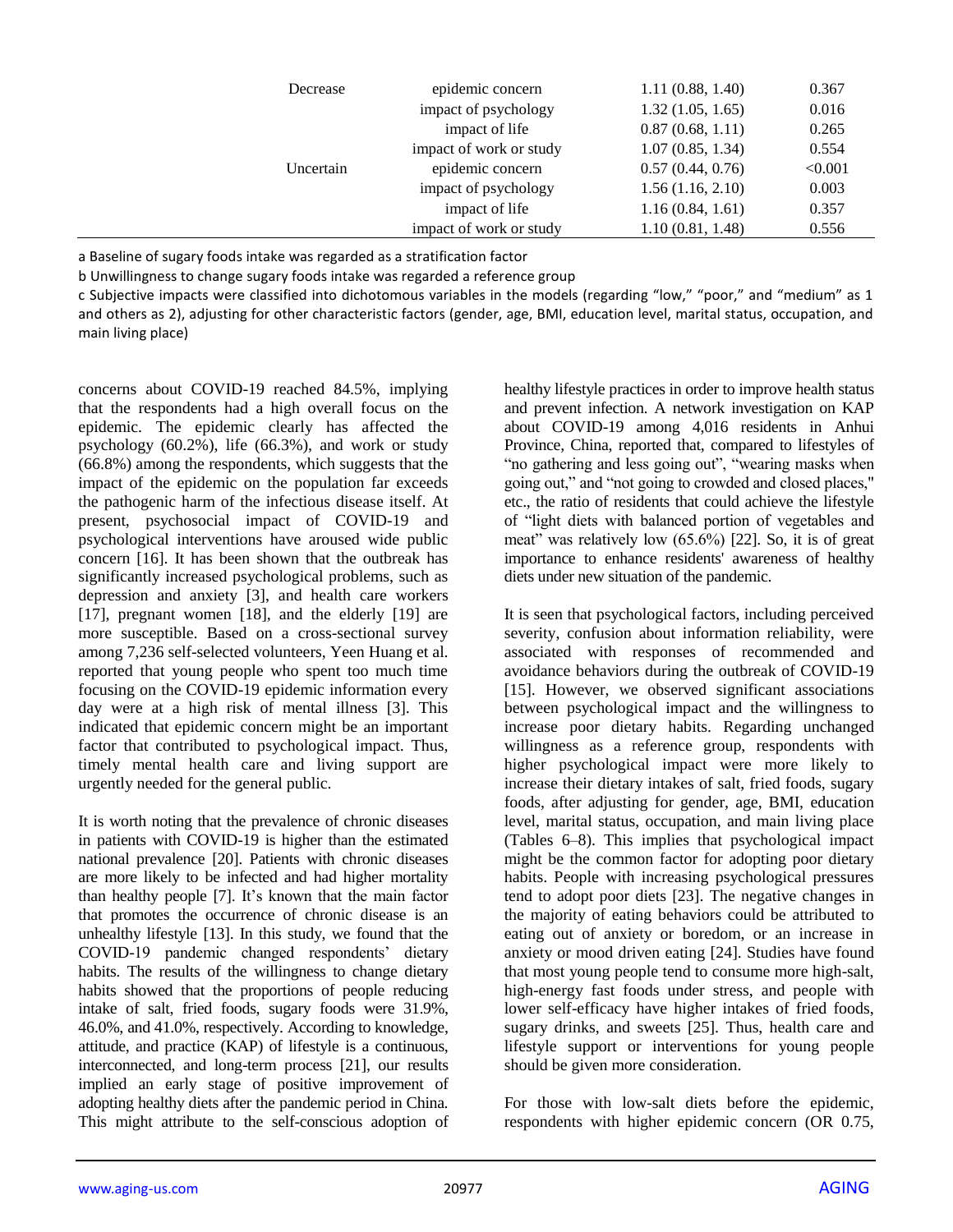| | | | |
|---|---|---|---|
| Decrease | epidemic concern | 1.11 (0.88, 1.40) | 0.367 |
| | impact of psychology | 1.32 (1.05, 1.65) | 0.016 |
| | impact of life | 0.87 (0.68, 1.11) | 0.265 |
| | impact of work or study | 1.07 (0.85, 1.34) | 0.554 |
| Uncertain | epidemic concern | 0.57 (0.44, 0.76) | <0.001 |
| | impact of psychology | 1.56 (1.16, 2.10) | 0.003 |
| | impact of life | 1.16 (0.84, 1.61) | 0.357 |
| | impact of work or study | 1.10 (0.81, 1.48) | 0.556 |

a Baseline of sugary foods intake was regarded as a stratification factor

b Unwillingness to change sugary foods intake was regarded a reference group

c Subjective impacts were classified into dichotomous variables in the models (regarding "low," "poor," and "medium" as 1 and others as 2), adjusting for other characteristic factors (gender, age, BMI, education level, marital status, occupation, and main living place)

concerns about COVID-19 reached 84.5%, implying that the respondents had a high overall focus on the epidemic. The epidemic clearly has affected the psychology (60.2%), life (66.3%), and work or study (66.8%) among the respondents, which suggests that the impact of the epidemic on the population far exceeds the pathogenic harm of the infectious disease itself. At present, psychosocial impact of COVID-19 and psychological interventions have aroused wide public concern [16]. It has been shown that the outbreak has significantly increased psychological problems, such as depression and anxiety [3], and health care workers [17], pregnant women [18], and the elderly [19] are more susceptible. Based on a cross-sectional survey among 7,236 self-selected volunteers, Yeen Huang et al. reported that young people who spent too much time focusing on the COVID-19 epidemic information every day were at a high risk of mental illness [3]. This indicated that epidemic concern might be an important factor that contributed to psychological impact. Thus, timely mental health care and living support are urgently needed for the general public.

It is worth noting that the prevalence of chronic diseases in patients with COVID-19 is higher than the estimated national prevalence [20]. Patients with chronic diseases are more likely to be infected and had higher mortality than healthy people [7]. It's known that the main factor that promotes the occurrence of chronic disease is an unhealthy lifestyle [13]. In this study, we found that the COVID-19 pandemic changed respondents' dietary habits. The results of the willingness to change dietary habits showed that the proportions of people reducing intake of salt, fried foods, sugary foods were 31.9%, 46.0%, and 41.0%, respectively. According to knowledge, attitude, and practice (KAP) of lifestyle is a continuous, interconnected, and long-term process [21], our results implied an early stage of positive improvement of adopting healthy diets after the pandemic period in China. This might attribute to the self-conscious adoption of healthy lifestyle practices in order to improve health status and prevent infection. A network investigation on KAP about COVID-19 among 4,016 residents in Anhui Province, China, reported that, compared to lifestyles of "no gathering and less going out", "wearing masks when going out," and "not going to crowded and closed places," etc., the ratio of residents that could achieve the lifestyle of "light diets with balanced portion of vegetables and meat" was relatively low (65.6%) [22]. So, it is of great importance to enhance residents' awareness of healthy diets under new situation of the pandemic.

It is seen that psychological factors, including perceived severity, confusion about information reliability, were associated with responses of recommended and avoidance behaviors during the outbreak of COVID-19 [15]. However, we observed significant associations between psychological impact and the willingness to increase poor dietary habits. Regarding unchanged willingness as a reference group, respondents with higher psychological impact were more likely to increase their dietary intakes of salt, fried foods, sugary foods, after adjusting for gender, age, BMI, education level, marital status, occupation, and main living place (Tables 6–8). This implies that psychological impact might be the common factor for adopting poor dietary habits. People with increasing psychological pressures tend to adopt poor diets [23]. The negative changes in the majority of eating behaviors could be attributed to eating out of anxiety or boredom, or an increase in anxiety or mood driven eating [24]. Studies have found that most young people tend to consume more high-salt, high-energy fast foods under stress, and people with lower self-efficacy have higher intakes of fried foods, sugary drinks, and sweets [25]. Thus, health care and lifestyle support or interventions for young people should be given more consideration.

For those with low-salt diets before the epidemic, respondents with higher epidemic concern (OR 0.75,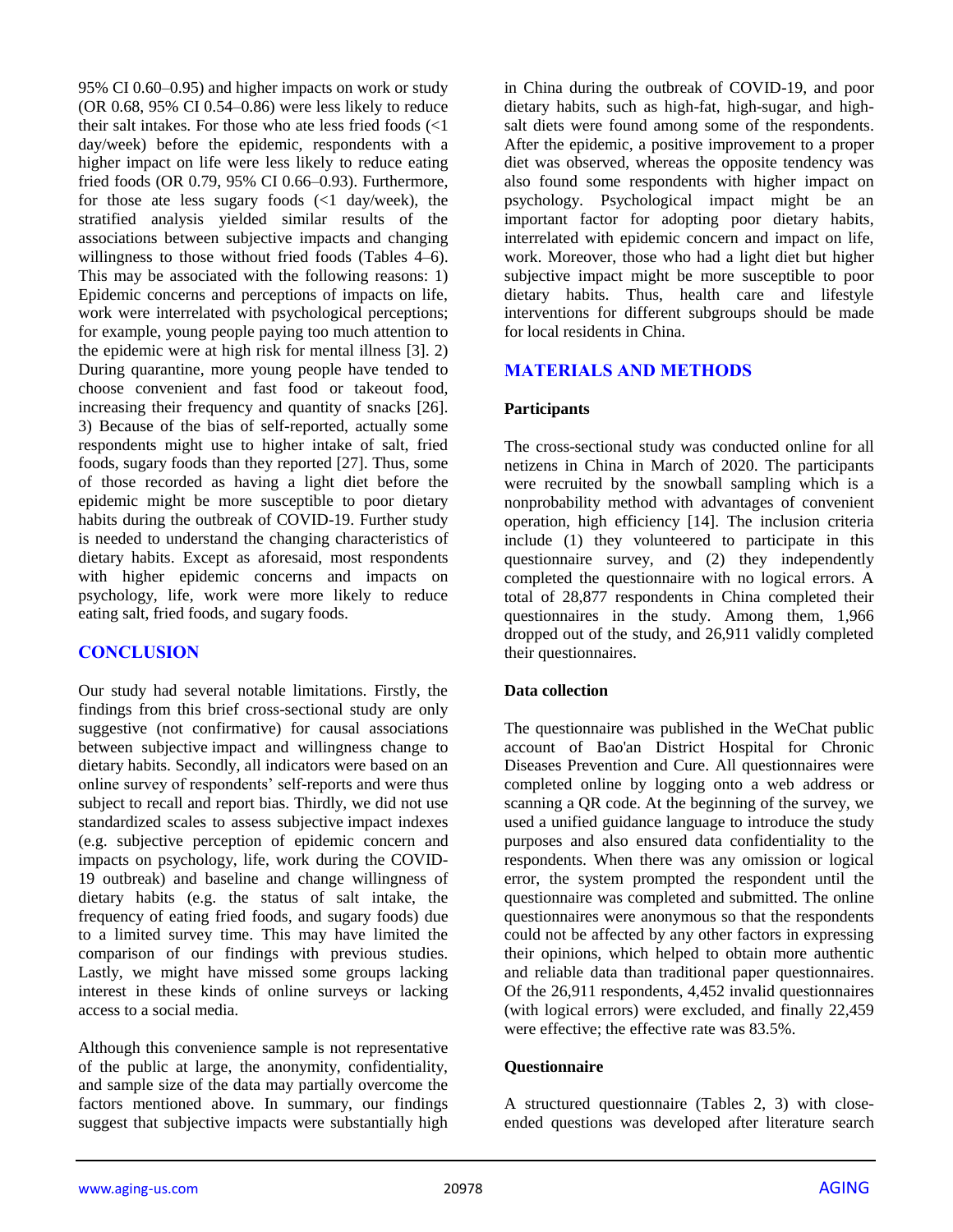95% CI 0.60–0.95) and higher impacts on work or study (OR 0.68, 95% CI 0.54–0.86) were less likely to reduce their salt intakes. For those who ate less fried foods (<1 day/week) before the epidemic, respondents with a higher impact on life were less likely to reduce eating fried foods (OR 0.79, 95% CI 0.66–0.93). Furthermore, for those ate less sugary foods (<1 day/week), the stratified analysis yielded similar results of the associations between subjective impacts and changing willingness to those without fried foods (Tables 4–6). This may be associated with the following reasons: 1) Epidemic concerns and perceptions of impacts on life, work were interrelated with psychological perceptions; for example, young people paying too much attention to the epidemic were at high risk for mental illness [3]. 2) During quarantine, more young people have tended to choose convenient and fast food or takeout food, increasing their frequency and quantity of snacks [26]. 3) Because of the bias of self-reported, actually some respondents might use to higher intake of salt, fried foods, sugary foods than they reported [27]. Thus, some of those recorded as having a light diet before the epidemic might be more susceptible to poor dietary habits during the outbreak of COVID-19. Further study is needed to understand the changing characteristics of dietary habits. Except as aforesaid, most respondents with higher epidemic concerns and impacts on psychology, life, work were more likely to reduce eating salt, fried foods, and sugary foods.

## CONCLUSION

Our study had several notable limitations. Firstly, the findings from this brief cross-sectional study are only suggestive (not confirmative) for causal associations between subjective impact and willingness change to dietary habits. Secondly, all indicators were based on an online survey of respondents' self-reports and were thus subject to recall and report bias. Thirdly, we did not use standardized scales to assess subjective impact indexes (e.g. subjective perception of epidemic concern and impacts on psychology, life, work during the COVID-19 outbreak) and baseline and change willingness of dietary habits (e.g. the status of salt intake, the frequency of eating fried foods, and sugary foods) due to a limited survey time. This may have limited the comparison of our findings with previous studies. Lastly, we might have missed some groups lacking interest in these kinds of online surveys or lacking access to a social media.

Although this convenience sample is not representative of the public at large, the anonymity, confidentiality, and sample size of the data may partially overcome the factors mentioned above. In summary, our findings suggest that subjective impacts were substantially high in China during the outbreak of COVID-19, and poor dietary habits, such as high-fat, high-sugar, and high-salt diets were found among some of the respondents. After the epidemic, a positive improvement to a proper diet was observed, whereas the opposite tendency was also found some respondents with higher impact on psychology. Psychological impact might be an important factor for adopting poor dietary habits, interrelated with epidemic concern and impact on life, work. Moreover, those who had a light diet but higher subjective impact might be more susceptible to poor dietary habits. Thus, health care and lifestyle interventions for different subgroups should be made for local residents in China.

## MATERIALS AND METHODS

### Participants

The cross-sectional study was conducted online for all netizens in China in March of 2020. The participants were recruited by the snowball sampling which is a nonprobability method with advantages of convenient operation, high efficiency [14]. The inclusion criteria include (1) they volunteered to participate in this questionnaire survey, and (2) they independently completed the questionnaire with no logical errors. A total of 28,877 respondents in China completed their questionnaires in the study. Among them, 1,966 dropped out of the study, and 26,911 validly completed their questionnaires.

### Data collection

The questionnaire was published in the WeChat public account of Bao'an District Hospital for Chronic Diseases Prevention and Cure. All questionnaires were completed online by logging onto a web address or scanning a QR code. At the beginning of the survey, we used a unified guidance language to introduce the study purposes and also ensured data confidentiality to the respondents. When there was any omission or logical error, the system prompted the respondent until the questionnaire was completed and submitted. The online questionnaires were anonymous so that the respondents could not be affected by any other factors in expressing their opinions, which helped to obtain more authentic and reliable data than traditional paper questionnaires. Of the 26,911 respondents, 4,452 invalid questionnaires (with logical errors) were excluded, and finally 22,459 were effective; the effective rate was 83.5%.

### Questionnaire

A structured questionnaire (Tables 2, 3) with close-ended questions was developed after literature search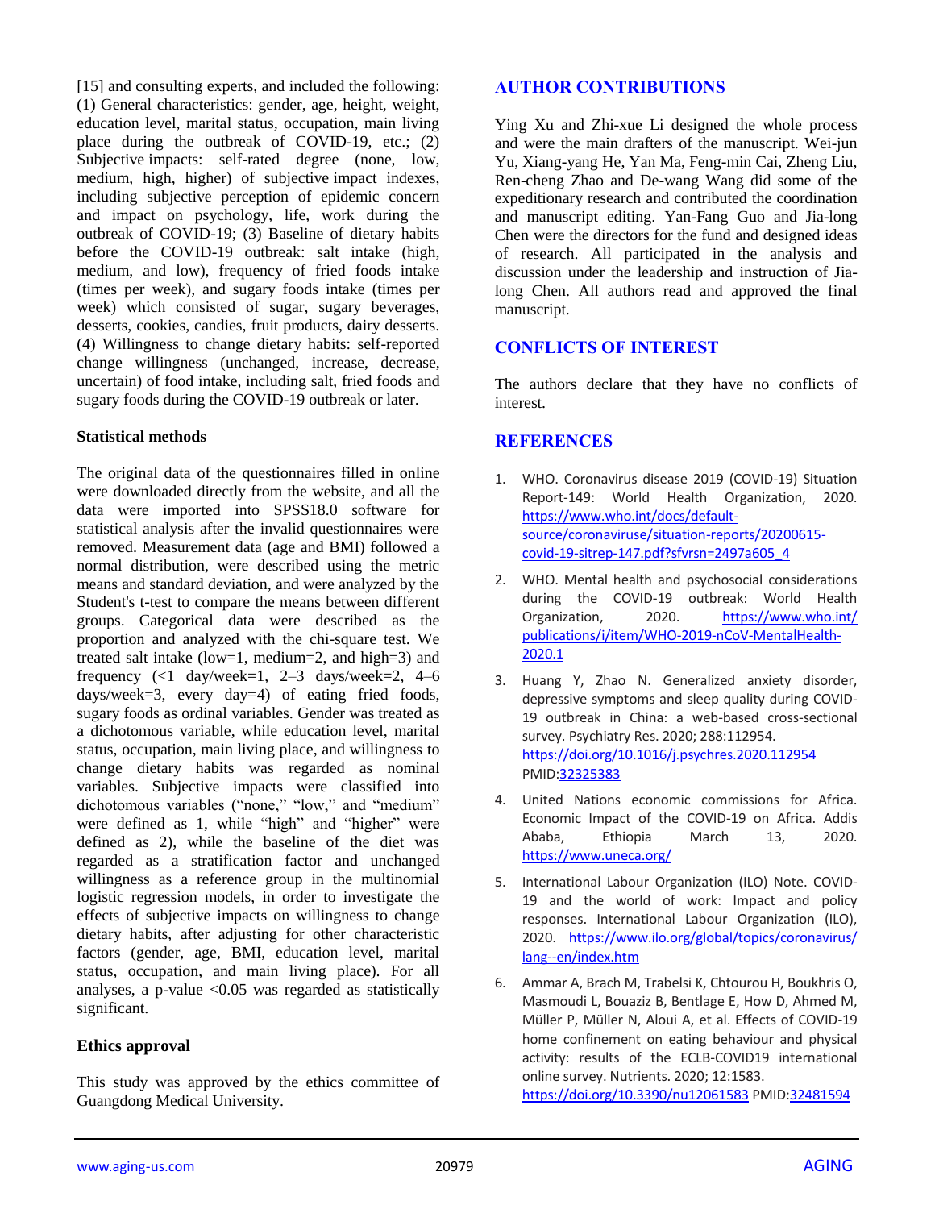[15] and consulting experts, and included the following: (1) General characteristics: gender, age, height, weight, education level, marital status, occupation, main living place during the outbreak of COVID-19, etc.; (2) Subjective impacts: self-rated degree (none, low, medium, high, higher) of subjective impact indexes, including subjective perception of epidemic concern and impact on psychology, life, work during the outbreak of COVID-19; (3) Baseline of dietary habits before the COVID-19 outbreak: salt intake (high, medium, and low), frequency of fried foods intake (times per week), and sugary foods intake (times per week) which consisted of sugar, sugary beverages, desserts, cookies, candies, fruit products, dairy desserts. (4) Willingness to change dietary habits: self-reported change willingness (unchanged, increase, decrease, uncertain) of food intake, including salt, fried foods and sugary foods during the COVID-19 outbreak or later.

### Statistical methods

The original data of the questionnaires filled in online were downloaded directly from the website, and all the data were imported into SPSS18.0 software for statistical analysis after the invalid questionnaires were removed. Measurement data (age and BMI) followed a normal distribution, were described using the metric means and standard deviation, and were analyzed by the Student's t-test to compare the means between different groups. Categorical data were described as the proportion and analyzed with the chi-square test. We treated salt intake (low=1, medium=2, and high=3) and frequency (<1 day/week=1, 2–3 days/week=2, 4–6 days/week=3, every day=4) of eating fried foods, sugary foods as ordinal variables. Gender was treated as a dichotomous variable, while education level, marital status, occupation, main living place, and willingness to change dietary habits was regarded as nominal variables. Subjective impacts were classified into dichotomous variables ("none," "low," and "medium" were defined as 1, while "high" and "higher" were defined as 2), while the baseline of the diet was regarded as a stratification factor and unchanged willingness as a reference group in the multinomial logistic regression models, in order to investigate the effects of subjective impacts on willingness to change dietary habits, after adjusting for other characteristic factors (gender, age, BMI, education level, marital status, occupation, and main living place). For all analyses, a p-value <0.05 was regarded as statistically significant.

### Ethics approval

This study was approved by the ethics committee of Guangdong Medical University.

## AUTHOR CONTRIBUTIONS

Ying Xu and Zhi-xue Li designed the whole process and were the main drafters of the manuscript. Wei-jun Yu, Xiang-yang He, Yan Ma, Feng-min Cai, Zheng Liu, Ren-cheng Zhao and De-wang Wang did some of the expeditionary research and contributed the coordination and manuscript editing. Yan-Fang Guo and Jia-long Chen were the directors for the fund and designed ideas of research. All participated in the analysis and discussion under the leadership and instruction of Jia-long Chen. All authors read and approved the final manuscript.

## CONFLICTS OF INTEREST

The authors declare that they have no conflicts of interest.

## REFERENCES

1. WHO. Coronavirus disease 2019 (COVID-19) Situation Report-149: World Health Organization, 2020. https://www.who.int/docs/default-source/coronaviruse/situation-reports/20200615-covid-19-sitrep-147.pdf?sfvrsn=2497a605_4
2. WHO. Mental health and psychosocial considerations during the COVID-19 outbreak: World Health Organization, 2020. https://www.who.int/publications/i/item/WHO-2019-nCoV-MentalHealth-2020.1
3. Huang Y, Zhao N. Generalized anxiety disorder, depressive symptoms and sleep quality during COVID-19 outbreak in China: a web-based cross-sectional survey. Psychiatry Res. 2020; 288:112954. https://doi.org/10.1016/j.psychres.2020.112954 PMID:32325383
4. United Nations economic commissions for Africa. Economic Impact of the COVID-19 on Africa. Addis Ababa, Ethiopia March 13, 2020. https://www.uneca.org/
5. International Labour Organization (ILO) Note. COVID-19 and the world of work: Impact and policy responses. International Labour Organization (ILO), 2020. https://www.ilo.org/global/topics/coronavirus/lang--en/index.htm
6. Ammar A, Brach M, Trabelsi K, Chtourou H, Boukhris O, Masmoudi L, Bouaziz B, Bentlage E, How D, Ahmed M, Müller P, Müller N, Aloui A, et al. Effects of COVID-19 home confinement on eating behaviour and physical activity: results of the ECLB-COVID19 international online survey. Nutrients. 2020; 12:1583. https://doi.org/10.3390/nu12061583 PMID:32481594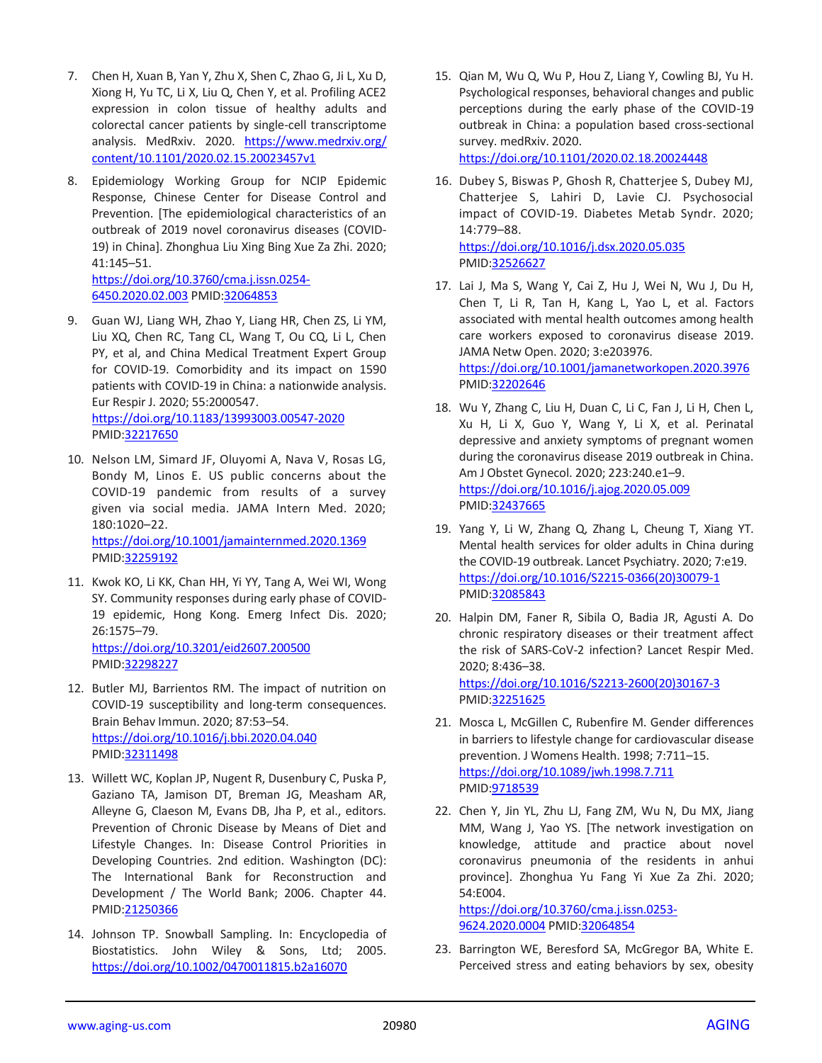7. Chen H, Xuan B, Yan Y, Zhu X, Shen C, Zhao G, Ji L, Xu D, Xiong H, Yu TC, Li X, Liu Q, Chen Y, et al. Profiling ACE2 expression in colon tissue of healthy adults and colorectal cancer patients by single-cell transcriptome analysis. MedRxiv. 2020. https://www.medrxiv.org/content/10.1101/2020.02.15.20023457v1

8. Epidemiology Working Group for NCIP Epidemic Response, Chinese Center for Disease Control and Prevention. [The epidemiological characteristics of an outbreak of 2019 novel coronavirus diseases (COVID-19) in China]. Zhonghua Liu Xing Bing Xue Za Zhi. 2020; 41:145–51. https://doi.org/10.3760/cma.j.issn.0254-6450.2020.02.003 PMID:32064853

9. Guan WJ, Liang WH, Zhao Y, Liang HR, Chen ZS, Li YM, Liu XQ, Chen RC, Tang CL, Wang T, Ou CQ, Li L, Chen PY, et al, and China Medical Treatment Expert Group for COVID-19. Comorbidity and its impact on 1590 patients with COVID-19 in China: a nationwide analysis. Eur Respir J. 2020; 55:2000547. https://doi.org/10.1183/13993003.00547-2020 PMID:32217650

10. Nelson LM, Simard JF, Oluyomi A, Nava V, Rosas LG, Bondy M, Linos E. US public concerns about the COVID-19 pandemic from results of a survey given via social media. JAMA Intern Med. 2020; 180:1020–22. https://doi.org/10.1001/jamainternmed.2020.1369 PMID:32259192

11. Kwok KO, Li KK, Chan HH, Yi YY, Tang A, Wei WI, Wong SY. Community responses during early phase of COVID-19 epidemic, Hong Kong. Emerg Infect Dis. 2020; 26:1575–79. https://doi.org/10.3201/eid2607.200500 PMID:32298227

12. Butler MJ, Barrientos RM. The impact of nutrition on COVID-19 susceptibility and long-term consequences. Brain Behav Immun. 2020; 87:53–54. https://doi.org/10.1016/j.bbi.2020.04.040 PMID:32311498

13. Willett WC, Koplan JP, Nugent R, Dusenbury C, Puska P, Gaziano TA, Jamison DT, Breman JG, Measham AR, Alleyne G, Claeson M, Evans DB, Jha P, et al., editors. Prevention of Chronic Disease by Means of Diet and Lifestyle Changes. In: Disease Control Priorities in Developing Countries. 2nd edition. Washington (DC): The International Bank for Reconstruction and Development / The World Bank; 2006. Chapter 44. PMID:21250366

14. Johnson TP. Snowball Sampling. In: Encyclopedia of Biostatistics. John Wiley & Sons, Ltd; 2005. https://doi.org/10.1002/0470011815.b2a16070

15. Qian M, Wu Q, Wu P, Hou Z, Liang Y, Cowling BJ, Yu H. Psychological responses, behavioral changes and public perceptions during the early phase of the COVID-19 outbreak in China: a population based cross-sectional survey. medRxiv. 2020. https://doi.org/10.1101/2020.02.18.20024448

16. Dubey S, Biswas P, Ghosh R, Chatterjee S, Dubey MJ, Chatterjee S, Lahiri D, Lavie CJ. Psychosocial impact of COVID-19. Diabetes Metab Syndr. 2020; 14:779–88. https://doi.org/10.1016/j.dsx.2020.05.035 PMID:32526627

17. Lai J, Ma S, Wang Y, Cai Z, Hu J, Wei N, Wu J, Du H, Chen T, Li R, Tan H, Kang L, Yao L, et al. Factors associated with mental health outcomes among health care workers exposed to coronavirus disease 2019. JAMA Netw Open. 2020; 3:e203976. https://doi.org/10.1001/jamanetworkopen.2020.3976 PMID:32202646

18. Wu Y, Zhang C, Liu H, Duan C, Li C, Fan J, Li H, Chen L, Xu H, Li X, Guo Y, Wang Y, Li X, et al. Perinatal depressive and anxiety symptoms of pregnant women during the coronavirus disease 2019 outbreak in China. Am J Obstet Gynecol. 2020; 223:240.e1–9. https://doi.org/10.1016/j.ajog.2020.05.009 PMID:32437665

19. Yang Y, Li W, Zhang Q, Zhang L, Cheung T, Xiang YT. Mental health services for older adults in China during the COVID-19 outbreak. Lancet Psychiatry. 2020; 7:e19. https://doi.org/10.1016/S2215-0366(20)30079-1 PMID:32085843

20. Halpin DM, Faner R, Sibila O, Badia JR, Agusti A. Do chronic respiratory diseases or their treatment affect the risk of SARS-CoV-2 infection? Lancet Respir Med. 2020; 8:436–38. https://doi.org/10.1016/S2213-2600(20)30167-3 PMID:32251625

21. Mosca L, McGillen C, Rubenfire M. Gender differences in barriers to lifestyle change for cardiovascular disease prevention. J Womens Health. 1998; 7:711–15. https://doi.org/10.1089/jwh.1998.7.711 PMID:9718539

22. Chen Y, Jin YL, Zhu LJ, Fang ZM, Wu N, Du MX, Jiang MM, Wang J, Yao YS. [The network investigation on knowledge, attitude and practice about novel coronavirus pneumonia of the residents in anhui province]. Zhonghua Yu Fang Yi Xue Za Zhi. 2020; 54:E004. https://doi.org/10.3760/cma.j.issn.0253-9624.2020.0004 PMID:32064854

23. Barrington WE, Beresford SA, McGregor BA, White E. Perceived stress and eating behaviors by sex, obesity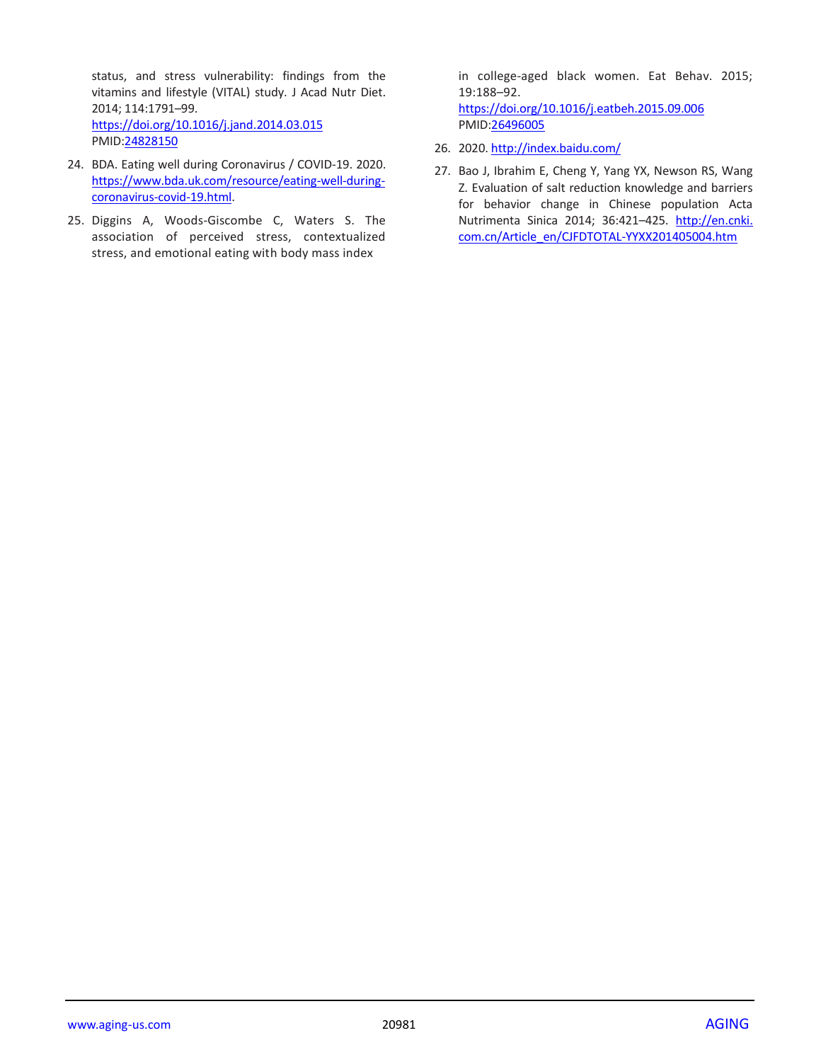status, and stress vulnerability: findings from the vitamins and lifestyle (VITAL) study. J Acad Nutr Diet. 2014; 114:1791–99.
https://doi.org/10.1016/j.jand.2014.03.015
PMID:24828150

24. BDA. Eating well during Coronavirus / COVID-19. 2020. https://www.bda.uk.com/resource/eating-well-during-coronavirus-covid-19.html.

25. Diggins A, Woods-Giscombe C, Waters S. The association of perceived stress, contextualized stress, and emotional eating with body mass index in college-aged black women. Eat Behav. 2015; 19:188–92.
https://doi.org/10.1016/j.eatbeh.2015.09.006
PMID:26496005

26. 2020. http://index.baidu.com/

27. Bao J, Ibrahim E, Cheng Y, Yang YX, Newson RS, Wang Z. Evaluation of salt reduction knowledge and barriers for behavior change in Chinese population Acta Nutrimenta Sinica 2014; 36:421–425. http://en.cnki.com.cn/Article_en/CJFDTOTAL-YYXX201405004.htm